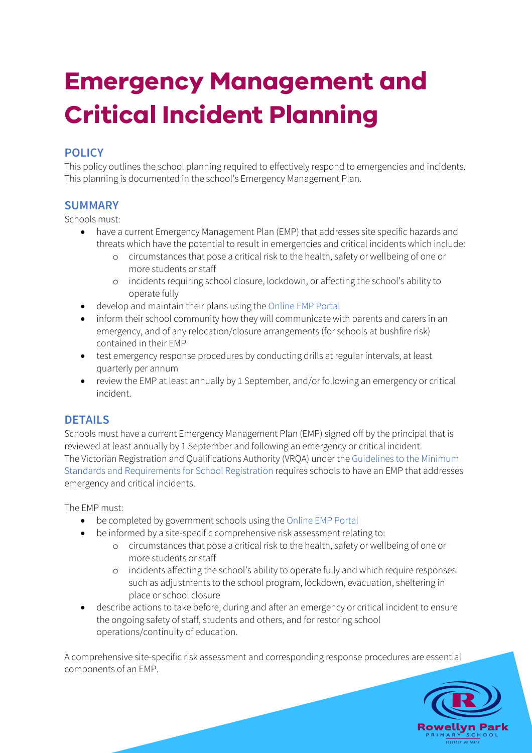# Emergency Management and Critical Incident Planning

## POLICY

This policy outlines the school planning required to effectively respond to emergencies and incidents. This planning is documented in the school's Emergency Management Plan.

## SUMMARY

Schools must:

- have a current Emergency Management Plan (EMP) that addresses site specific hazards and threats which have the potential to result in emergencies and critical incidents which include:
  - circumstances that pose a critical risk to the health, safety or wellbeing of one or more students or staff
  - incidents requiring school closure, lockdown, or affecting the school's ability to operate fully
- develop and maintain their plans using the Online EMP Portal
- inform their school community how they will communicate with parents and carers in an emergency, and of any relocation/closure arrangements (for schools at bushfire risk) contained in their EMP
- test emergency response procedures by conducting drills at regular intervals, at least quarterly per annum
- review the EMP at least annually by 1 September, and/or following an emergency or critical incident.

## DETAILS

Schools must have a current Emergency Management Plan (EMP) signed off by the principal that is reviewed at least annually by 1 September and following an emergency or critical incident. The Victorian Registration and Qualifications Authority (VRQA) under the Guidelines to the Minimum Standards and Requirements for School Registration requires schools to have an EMP that addresses emergency and critical incidents.

The EMP must:

- be completed by government schools using the Online EMP Portal
- be informed by a site-specific comprehensive risk assessment relating to:
  - circumstances that pose a critical risk to the health, safety or wellbeing of one or more students or staff
  - incidents affecting the school's ability to operate fully and which require responses such as adjustments to the school program, lockdown, evacuation, sheltering in place or school closure
- describe actions to take before, during and after an emergency or critical incident to ensure the ongoing safety of staff, students and others, and for restoring school operations/continuity of education.

A comprehensive site-specific risk assessment and corresponding response procedures are essential components of an EMP.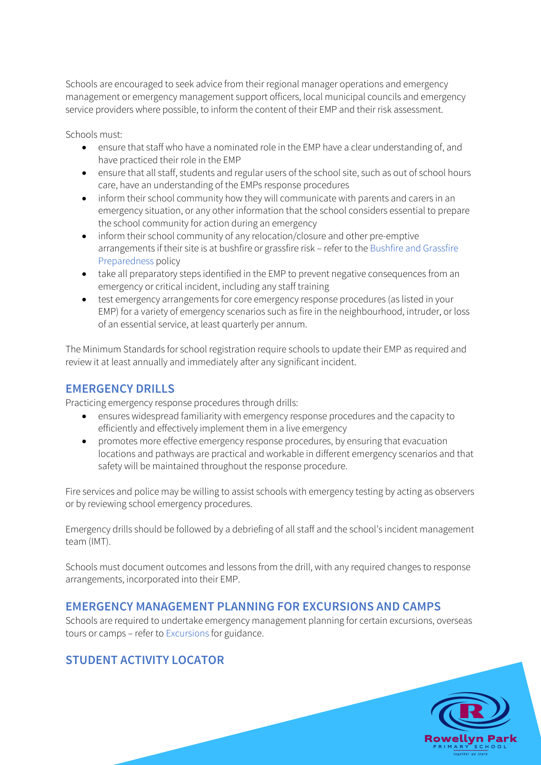Schools are encouraged to seek advice from their regional manager operations and emergency management or emergency management support officers, local municipal councils and emergency service providers where possible, to inform the content of their EMP and their risk assessment.

Schools must:

- ensure that staff who have a nominated role in the EMP have a clear understanding of, and have practiced their role in the EMP
- ensure that all staff, students and regular users of the school site, such as out of school hours care, have an understanding of the EMPs response procedures
- inform their school community how they will communicate with parents and carers in an emergency situation, or any other information that the school considers essential to prepare the school community for action during an emergency
- inform their school community of any relocation/closure and other pre-emptive arrangements if their site is at bushfire or grassfire risk – refer to the Bushfire and Grassfire Preparedness policy
- take all preparatory steps identified in the EMP to prevent negative consequences from an emergency or critical incident, including any staff training
- test emergency arrangements for core emergency response procedures (as listed in your EMP) for a variety of emergency scenarios such as fire in the neighbourhood, intruder, or loss of an essential service, at least quarterly per annum.

The Minimum Standards for school registration require schools to update their EMP as required and review it at least annually and immediately after any significant incident.

## EMERGENCY DRILLS

Practicing emergency response procedures through drills:

- ensures widespread familiarity with emergency response procedures and the capacity to efficiently and effectively implement them in a live emergency
- promotes more effective emergency response procedures, by ensuring that evacuation locations and pathways are practical and workable in different emergency scenarios and that safety will be maintained throughout the response procedure.

Fire services and police may be willing to assist schools with emergency testing by acting as observers or by reviewing school emergency procedures.

Emergency drills should be followed by a debriefing of all staff and the school's incident management team (IMT).

Schools must document outcomes and lessons from the drill, with any required changes to response arrangements, incorporated into their EMP.

## EMERGENCY MANAGEMENT PLANNING FOR EXCURSIONS AND CAMPS

Schools are required to undertake emergency management planning for certain excursions, overseas tours or camps – refer to Excursions for guidance.

## STUDENT ACTIVITY LOCATOR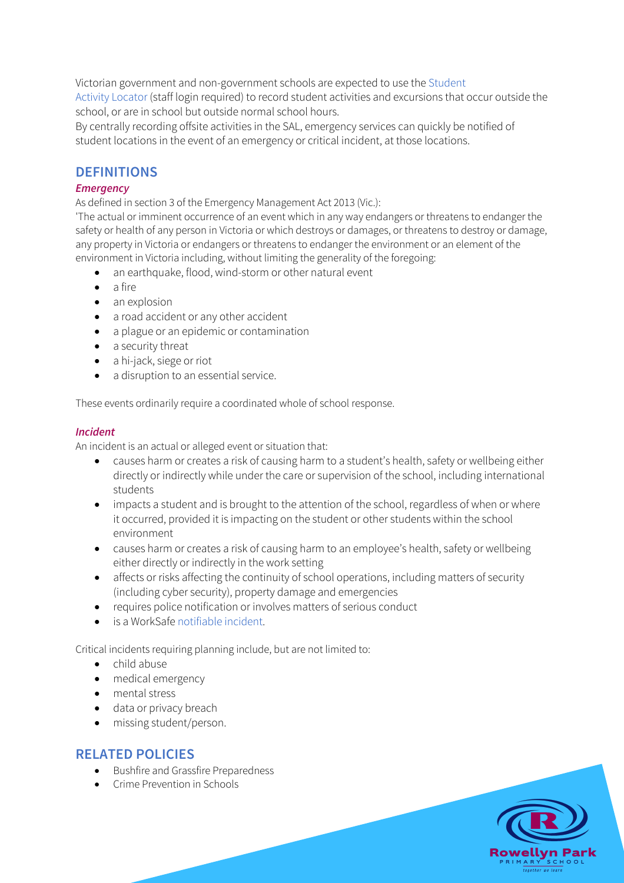Victorian government and non-government schools are expected to use the Student Activity Locator (staff login required) to record student activities and excursions that occur outside the school, or are in school but outside normal school hours.

By centrally recording offsite activities in the SAL, emergency services can quickly be notified of student locations in the event of an emergency or critical incident, at those locations.

## DEFINITIONS

### *Emergency*

As defined in section 3 of the Emergency Management Act 2013 (Vic.):

'The actual or imminent occurrence of an event which in any way endangers or threatens to endanger the safety or health of any person in Victoria or which destroys or damages, or threatens to destroy or damage, any property in Victoria or endangers or threatens to endanger the environment or an element of the environment in Victoria including, without limiting the generality of the foregoing:

- an earthquake, flood, wind-storm or other natural event
- a fire
- an explosion
- a road accident or any other accident
- a plague or an epidemic or contamination
- a security threat
- a hi-jack, siege or riot
- a disruption to an essential service.

These events ordinarily require a coordinated whole of school response.

### *Incident*

An incident is an actual or alleged event or situation that:

- causes harm or creates a risk of causing harm to a student's health, safety or wellbeing either directly or indirectly while under the care or supervision of the school, including international students
- impacts a student and is brought to the attention of the school, regardless of when or where it occurred, provided it is impacting on the student or other students within the school environment
- causes harm or creates a risk of causing harm to an employee's health, safety or wellbeing either directly or indirectly in the work setting
- affects or risks affecting the continuity of school operations, including matters of security (including cyber security), property damage and emergencies
- requires police notification or involves matters of serious conduct
- is a WorkSafe notifiable incident.

Critical incidents requiring planning include, but are not limited to:

- child abuse
- medical emergency
- mental stress
- data or privacy breach
- missing student/person.

## RELATED POLICIES

- Bushfire and Grassfire Preparedness
- Crime Prevention in Schools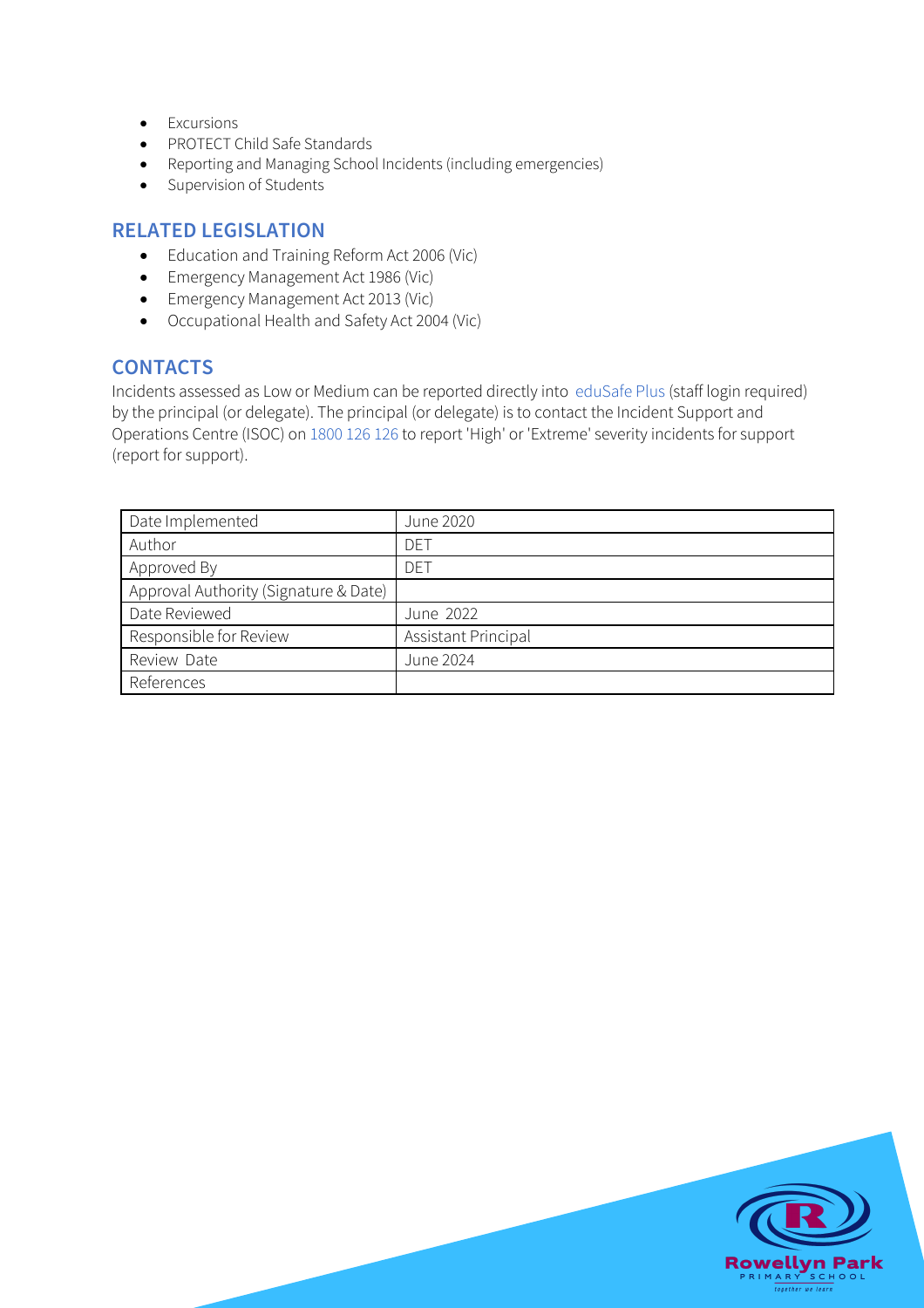- Excursions
- PROTECT Child Safe Standards
- Reporting and Managing School Incidents (including emergencies)
- Supervision of Students

## RELATED LEGISLATION

- Education and Training Reform Act 2006 (Vic)
- Emergency Management Act 1986 (Vic)
- Emergency Management Act 2013 (Vic)
- Occupational Health and Safety Act 2004 (Vic)

## CONTACTS

Incidents assessed as Low or Medium can be reported directly into eduSafe Plus (staff login required) by the principal (or delegate). The principal (or delegate) is to contact the Incident Support and Operations Centre (ISOC) on 1800 126 126 to report 'High' or 'Extreme' severity incidents for support (report for support).

| | |
|---|---|
| Date Implemented | June 2020 |
| Author | DET |
| Approved By | DET |
| Approval Authority (Signature & Date) | |
| Date Reviewed | June 2022 |
| Responsible for Review | Assistant Principal |
| Review Date | June 2024 |
| References | |